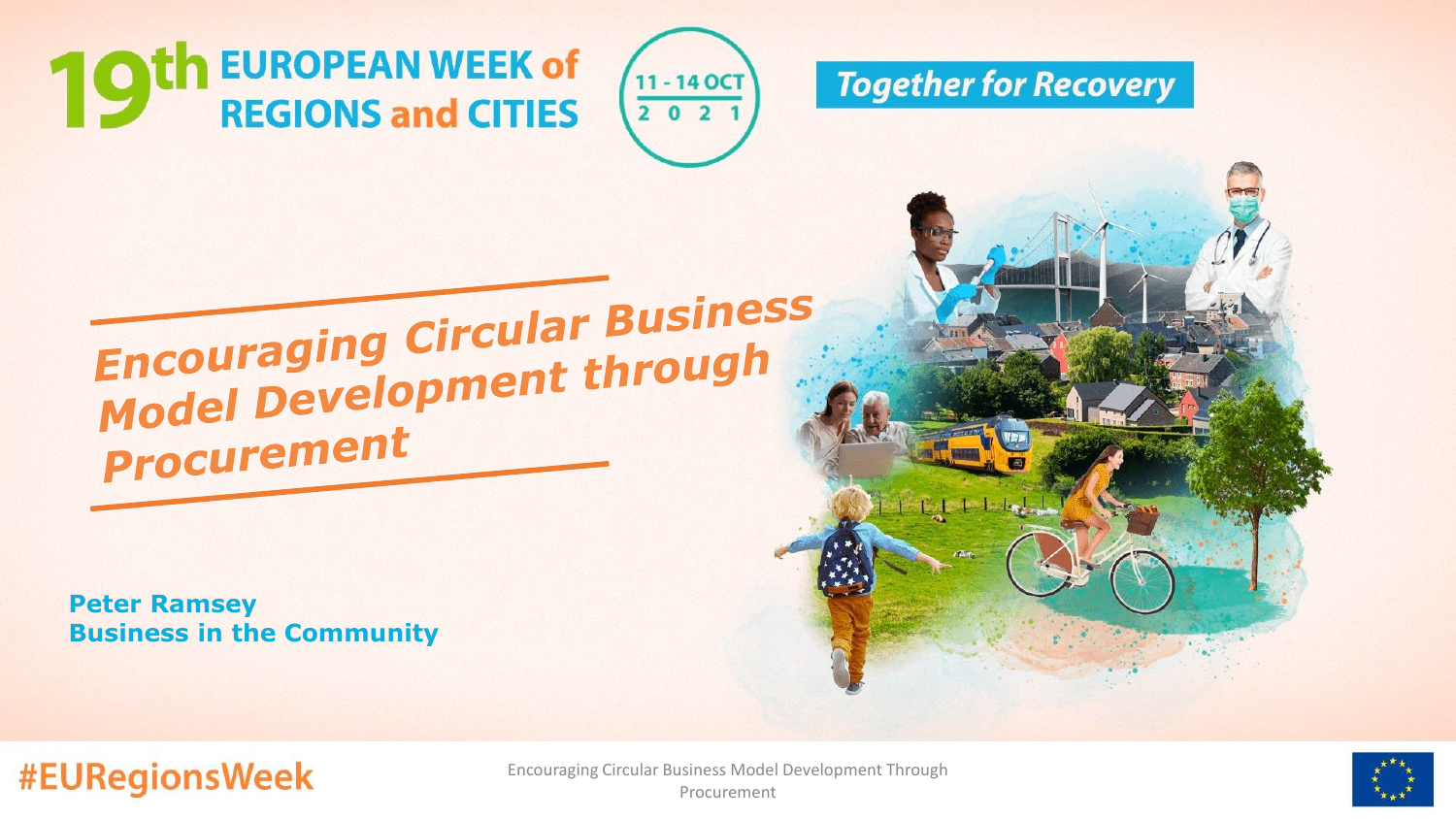# 19th EUROPEAN WEEK of REGIONS and CITIES

11 - 14 OCT 2021

**Together for Recovery**

## *Encouraging Circular Business Model Development through Procurement*

**Peter Ramsey**
**Business in the Community**

#EURegionsWeek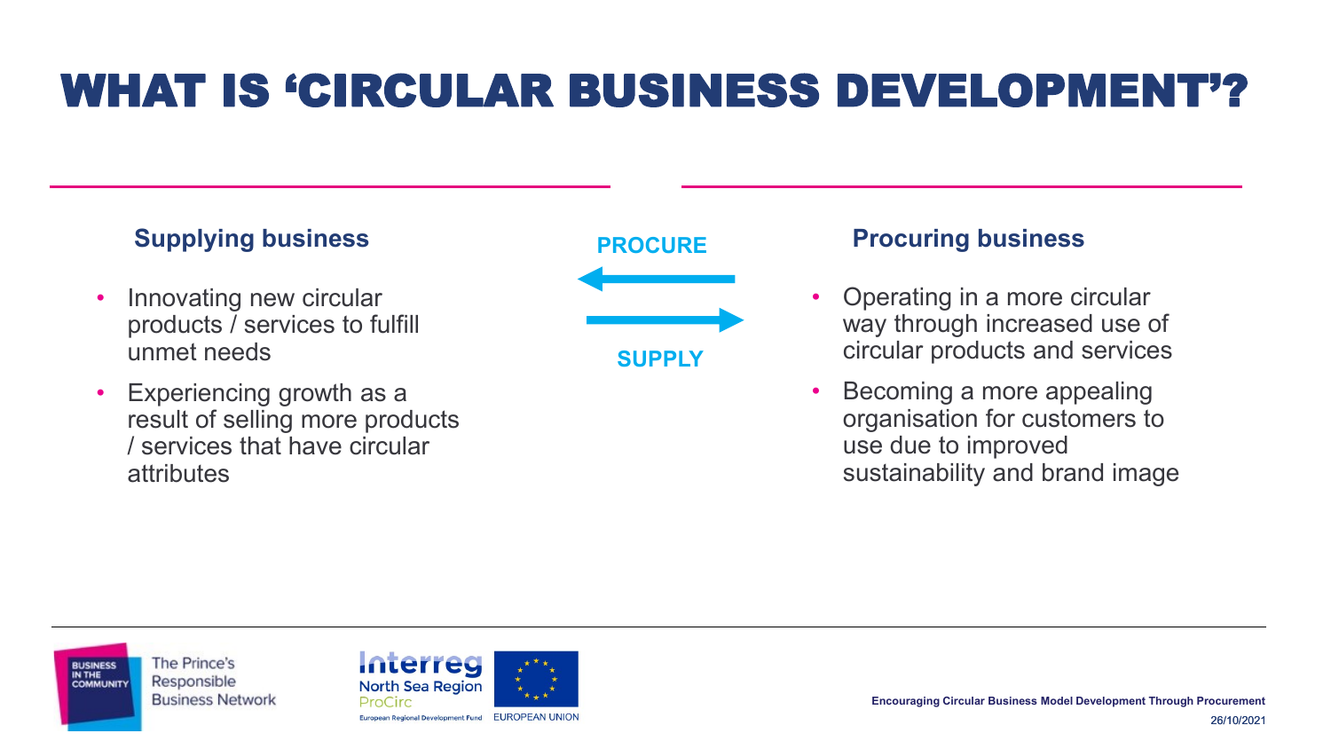# WHAT IS 'CIRCULAR BUSINESS DEVELOPMENT'?

### Supplying business

- Innovating new circular products / services to fulfill unmet needs
- Experiencing growth as a result of selling more products / services that have circular attributes

**PROCURE**

**SUPPLY**

### Procuring business

- Operating in a more circular way through increased use of circular products and services
- Becoming a more appealing organisation for customers to use due to improved sustainability and brand image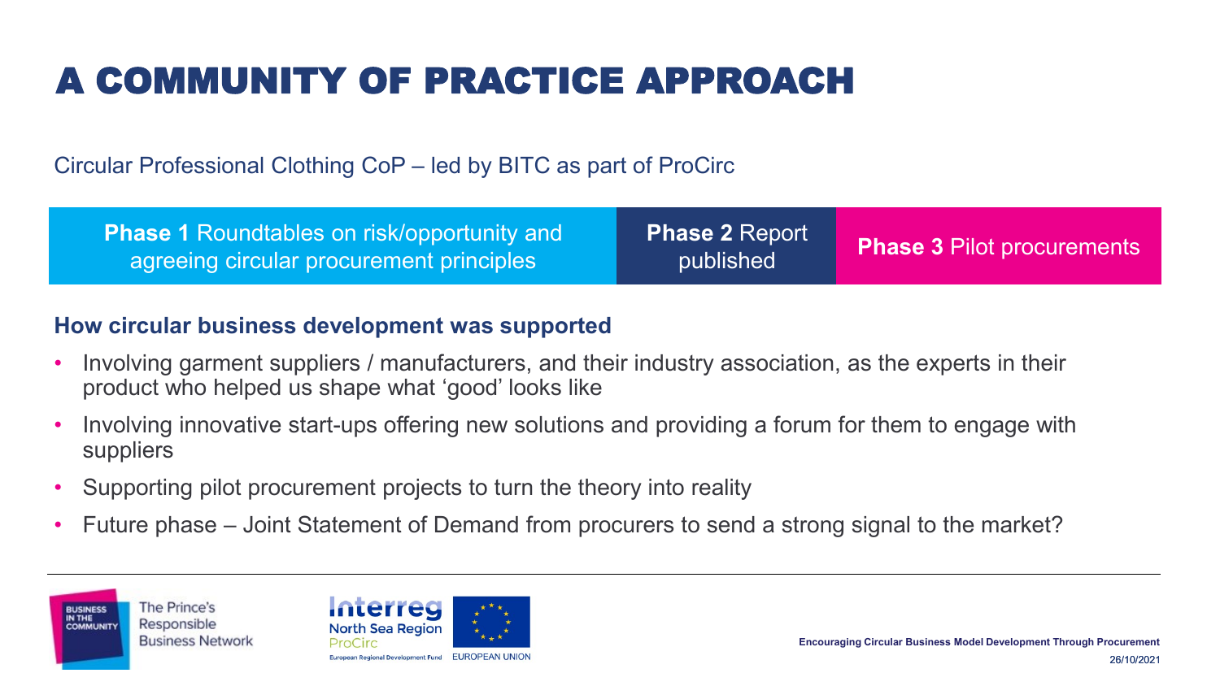# A COMMUNITY OF PRACTICE APPROACH

Circular Professional Clothing CoP – led by BITC as part of ProCirc

| **Phase 1** Roundtables on risk/opportunity and agreeing circular procurement principles | **Phase 2** Report published | **Phase 3** Pilot procurements |
|---|---|---|

**How circular business development was supported**

- Involving garment suppliers / manufacturers, and their industry association, as the experts in their product who helped us shape what 'good' looks like
- Involving innovative start-ups offering new solutions and providing a forum for them to engage with suppliers
- Supporting pilot procurement projects to turn the theory into reality
- Future phase – Joint Statement of Demand from procurers to send a strong signal to the market?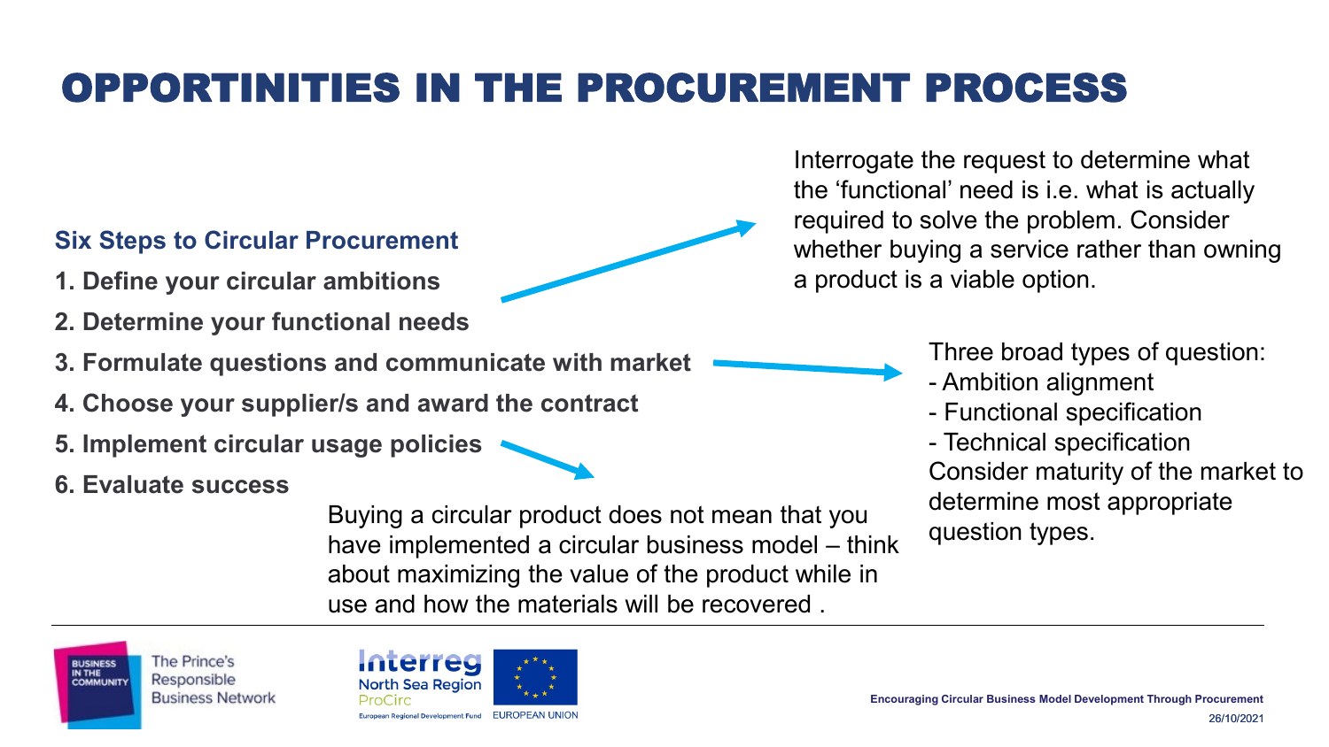# OPPORTINITIES IN THE PROCUREMENT PROCESS

**Six Steps to Circular Procurement**

1. **Define your circular ambitions**
2. **Determine your functional needs**
3. **Formulate questions and communicate with market**
4. **Choose your supplier/s and award the contract**
5. **Implement circular usage policies**
6. **Evaluate success**

Interrogate the request to determine what the 'functional' need is i.e. what is actually required to solve the problem. Consider whether buying a service rather than owning a product is a viable option.

Three broad types of question:
- Ambition alignment
- Functional specification
- Technical specification

Consider maturity of the market to determine most appropriate question types.

Buying a circular product does not mean that you have implemented a circular business model – think about maximizing the value of the product while in use and how the materials will be recovered .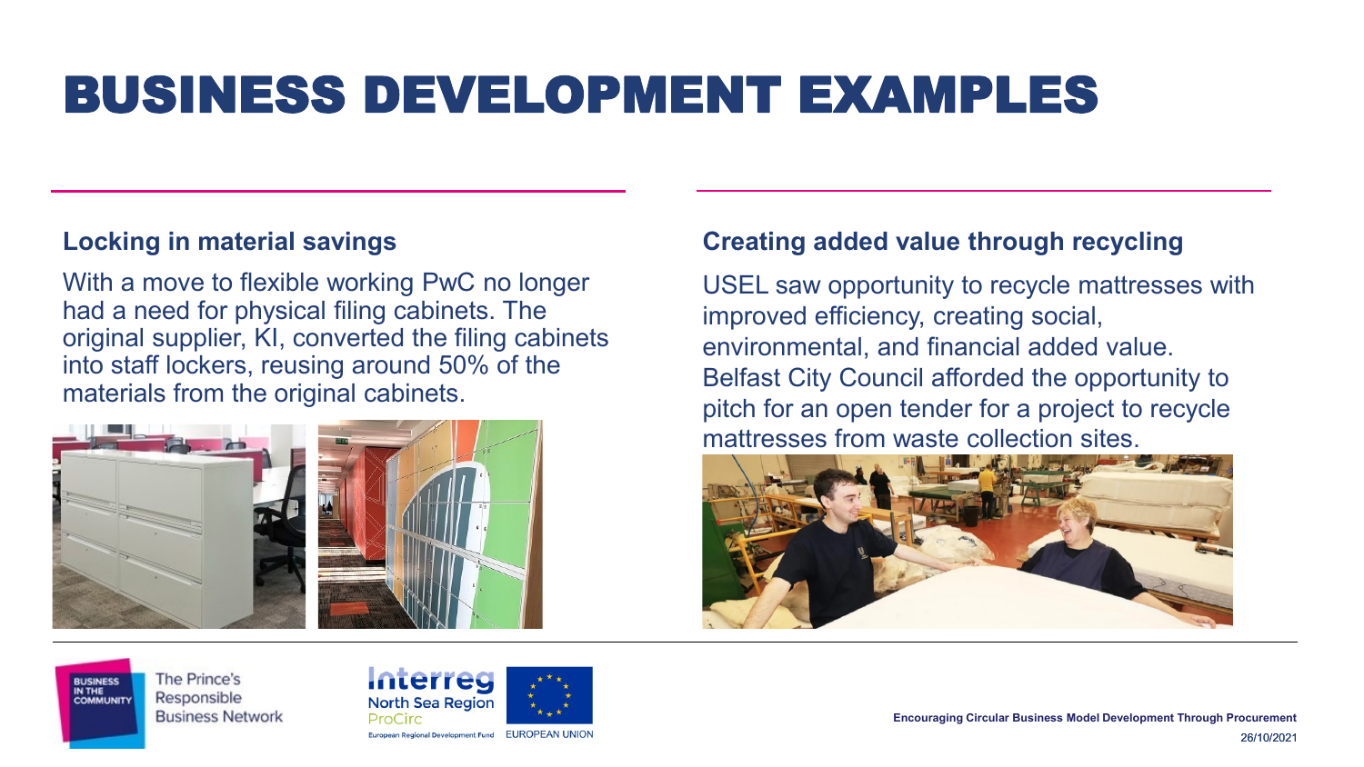# BUSINESS DEVELOPMENT EXAMPLES

### Locking in material savings

With a move to flexible working PwC no longer had a need for physical filing cabinets. The original supplier, KI, converted the filing cabinets into staff lockers, reusing around 50% of the materials from the original cabinets.

### Creating added value through recycling

USEL saw opportunity to recycle mattresses with improved efficiency, creating social, environmental, and financial added value. Belfast City Council afforded the opportunity to pitch for an open tender for a project to recycle mattresses from waste collection sites.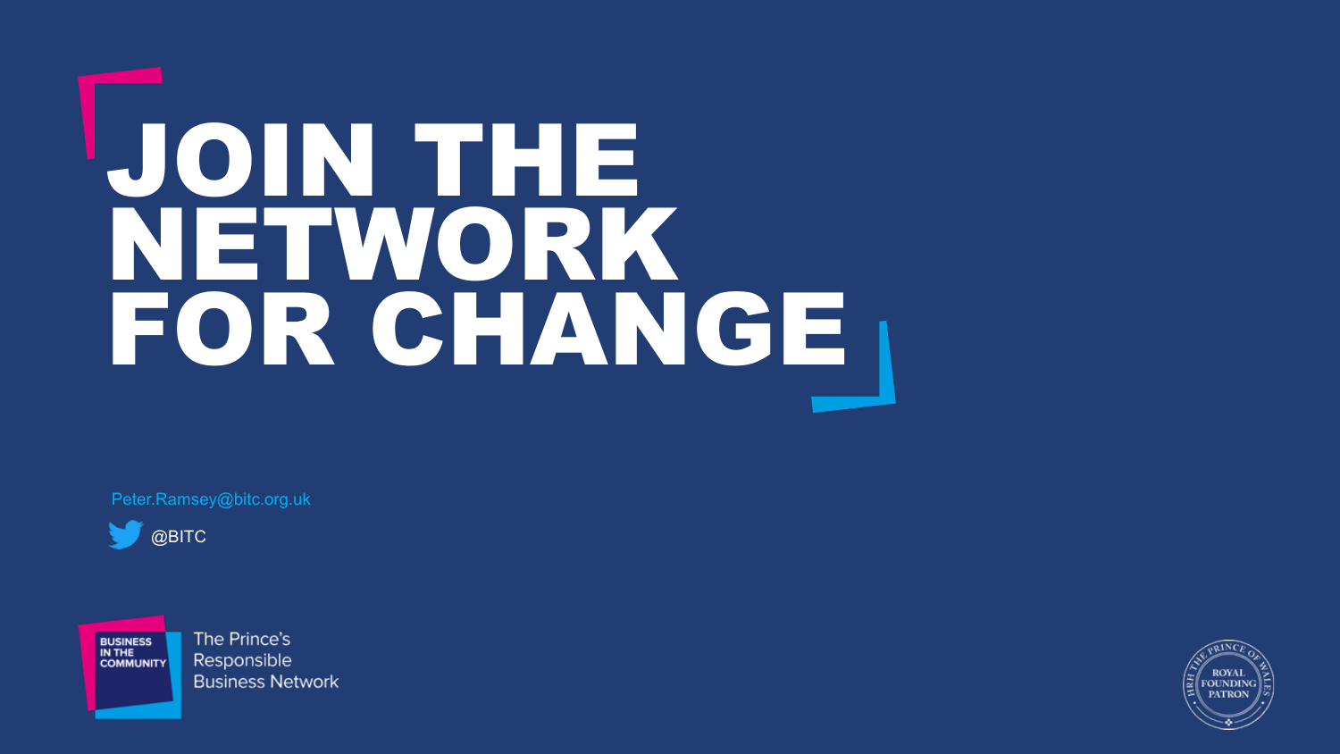# JOIN THE NETWORK FOR CHANGE

Peter.Ramsey@bitc.org.uk

@BITC

BUSINESS IN THE COMMUNITY

The Prince's Responsible Business Network

HRH THE PRINCE OF WALES ROYAL FOUNDING PATRON